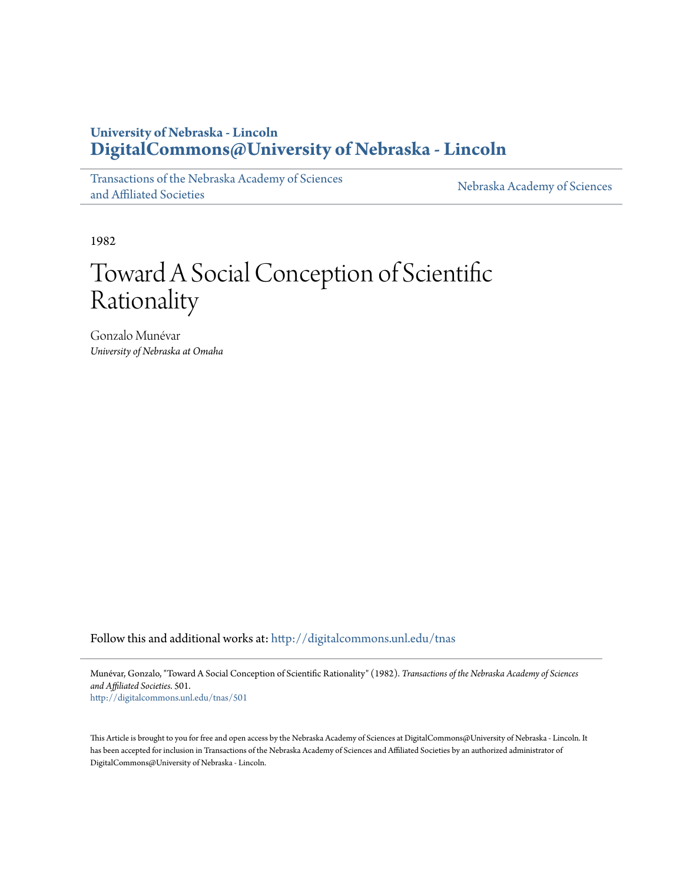University of Nebraska - Lincoln
**DigitalCommons@University of Nebraska - Lincoln**

Transactions of the Nebraska Academy of Sciences and Affiliated Societies | Nebraska Academy of Sciences

1982

# Toward A Social Conception of Scientific Rationality

Gonzalo Munévar
*University of Nebraska at Omaha*

Follow this and additional works at: http://digitalcommons.unl.edu/tnas

Munévar, Gonzalo, "Toward A Social Conception of Scientific Rationality" (1982). *Transactions of the Nebraska Academy of Sciences and Affiliated Societies*. 501.
http://digitalcommons.unl.edu/tnas/501

This Article is brought to you for free and open access by the Nebraska Academy of Sciences at DigitalCommons@University of Nebraska - Lincoln. It has been accepted for inclusion in Transactions of the Nebraska Academy of Sciences and Affiliated Societies by an authorized administrator of DigitalCommons@University of Nebraska - Lincoln.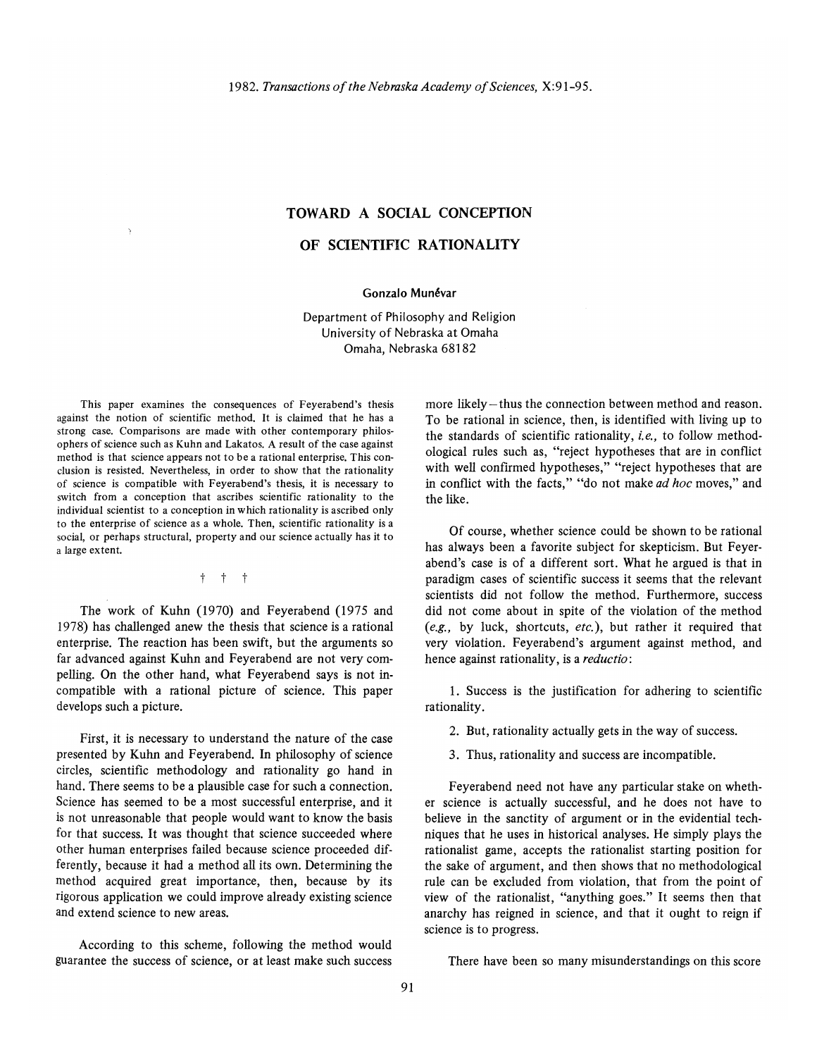# TOWARD A SOCIAL CONCEPTION OF SCIENTIFIC RATIONALITY

**Gonzalo Munévar**

Department of Philosophy and Religion
University of Nebraska at Omaha
Omaha, Nebraska 68182

This paper examines the consequences of Feyerabend's thesis against the notion of scientific method. It is claimed that he has a strong case. Comparisons are made with other contemporary philosophers of science such as Kuhn and Lakatos. A result of the case against method is that science appears not to be a rational enterprise. This conclusion is resisted. Nevertheless, in order to show that the rationality of science is compatible with Feyerabend's thesis, it is necessary to switch from a conception that ascribes scientific rationality to the individual scientist to a conception in which rationality is ascribed only to the enterprise of science as a whole. Then, scientific rationality is a social, or perhaps structural, property and our science actually has it to a large extent.

† † †

The work of Kuhn (1970) and Feyerabend (1975 and 1978) has challenged anew the thesis that science is a rational enterprise. The reaction has been swift, but the arguments so far advanced against Kuhn and Feyerabend are not very compelling. On the other hand, what Feyerabend says is not incompatible with a rational picture of science. This paper develops such a picture.

First, it is necessary to understand the nature of the case presented by Kuhn and Feyerabend. In philosophy of science circles, scientific methodology and rationality go hand in hand. There seems to be a plausible case for such a connection. Science has seemed to be a most successful enterprise, and it is not unreasonable that people would want to know the basis for that success. It was thought that science succeeded where other human enterprises failed because science proceeded differently, because it had a method all its own. Determining the method acquired great importance, then, because by its rigorous application we could improve already existing science and extend science to new areas.

According to this scheme, following the method would guarantee the success of science, or at least make such success more likely—thus the connection between method and reason. To be rational in science, then, is identified with living up to the standards of scientific rationality, *i.e.,* to follow methodological rules such as, "reject hypotheses that are in conflict with well confirmed hypotheses," "reject hypotheses that are in conflict with the facts," "do not make *ad hoc* moves," and the like.

Of course, whether science could be shown to be rational has always been a favorite subject for skepticism. But Feyerabend's case is of a different sort. What he argued is that in paradigm cases of scientific success it seems that the relevant scientists did not follow the method. Furthermore, success did not come about in spite of the violation of the method (*e.g.,* by luck, shortcuts, *etc.*), but rather it required that very violation. Feyerabend's argument against method, and hence against rationality, is a *reductio*:

1. Success is the justification for adhering to scientific rationality.

2. But, rationality actually gets in the way of success.

3. Thus, rationality and success are incompatible.

Feyerabend need not have any particular stake on whether science is actually successful, and he does not have to believe in the sanctity of argument or in the evidential techniques that he uses in historical analyses. He simply plays the rationalist game, accepts the rationalist starting position for the sake of argument, and then shows that no methodological rule can be excluded from violation, that from the point of view of the rationalist, "anything goes." It seems then that anarchy has reigned in science, and that it ought to reign if science is to progress.

There have been so many misunderstandings on this score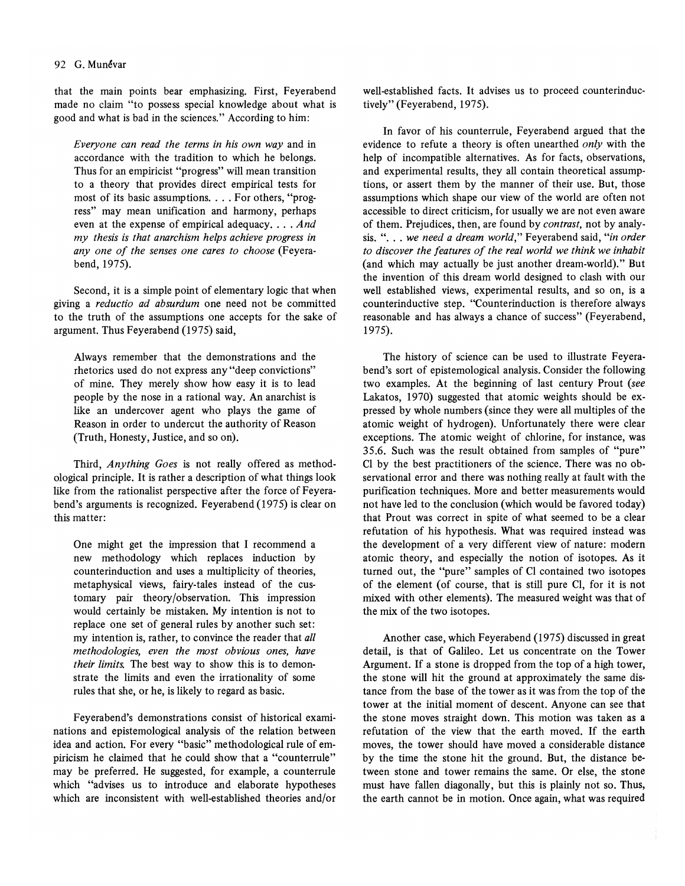that the main points bear emphasizing. First, Feyerabend made no claim "to possess special knowledge about what is good and what is bad in the sciences." According to him:

> *Everyone can read the terms in his own way* and in accordance with the tradition to which he belongs. Thus for an empiricist "progress" will mean transition to a theory that provides direct empirical tests for most of its basic assumptions. . . . For others, "progress" may mean unification and harmony, perhaps even at the expense of empirical adequacy. . . . *And my thesis is that anarchism helps achieve progress in any one of the senses one cares to choose* (Feyerabend, 1975).

Second, it is a simple point of elementary logic that when giving a *reductio ad absurdum* one need not be committed to the truth of the assumptions one accepts for the sake of argument. Thus Feyerabend (1975) said,

> Always remember that the demonstrations and the rhetorics used do not express any "deep convictions" of mine. They merely show how easy it is to lead people by the nose in a rational way. An anarchist is like an undercover agent who plays the game of Reason in order to undercut the authority of Reason (Truth, Honesty, Justice, and so on).

Third, *Anything Goes* is not really offered as methodological principle. It is rather a description of what things look like from the rationalist perspective after the force of Feyerabend's arguments is recognized. Feyerabend (1975) is clear on this matter:

> One might get the impression that I recommend a new methodology which replaces induction by counterinduction and uses a multiplicity of theories, metaphysical views, fairy-tales instead of the customary pair theory/observation. This impression would certainly be mistaken. My intention is not to replace one set of general rules by another such set: my intention is, rather, to convince the reader that *all methodologies, even the most obvious ones, have their limits.* The best way to show this is to demonstrate the limits and even the irrationality of some rules that she, or he, is likely to regard as basic.

Feyerabend's demonstrations consist of historical examinations and epistemological analysis of the relation between idea and action. For every "basic" methodological rule of empiricism he claimed that he could show that a "counterrule" may be preferred. He suggested, for example, a counterrule which "advises us to introduce and elaborate hypotheses which are inconsistent with well-established theories and/or well-established facts. It advises us to proceed counterinductively" (Feyerabend, 1975).

In favor of his counterrule, Feyerabend argued that the evidence to refute a theory is often unearthed *only* with the help of incompatible alternatives. As for facts, observations, and experimental results, they all contain theoretical assumptions, or assert them by the manner of their use. But, those assumptions which shape our view of the world are often not accessible to direct criticism, for usually we are not even aware of them. Prejudices, then, are found by *contrast,* not by analysis. ". . . *we need a dream world,*" Feyerabend said, "*in order to discover the features of the real world we think we inhabit* (and which may actually be just another dream-world)." But the invention of this dream world designed to clash with our well established views, experimental results, and so on, is a counterinductive step. "Counterinduction is therefore always reasonable and has always a chance of success" (Feyerabend, 1975).

The history of science can be used to illustrate Feyerabend's sort of epistemological analysis. Consider the following two examples. At the beginning of last century Prout (*see* Lakatos, 1970) suggested that atomic weights should be expressed by whole numbers (since they were all multiples of the atomic weight of hydrogen). Unfortunately there were clear exceptions. The atomic weight of chlorine, for instance, was 35.6. Such was the result obtained from samples of "pure" Cl by the best practitioners of the science. There was no observational error and there was nothing really at fault with the purification techniques. More and better measurements would not have led to the conclusion (which would be favored today) that Prout was correct in spite of what seemed to be a clear refutation of his hypothesis. What was required instead was the development of a very different view of nature: modern atomic theory, and especially the notion of isotopes. As it turned out, the "pure" samples of Cl contained two isotopes of the element (of course, that is still pure Cl, for it is not mixed with other elements). The measured weight was that of the mix of the two isotopes.

Another case, which Feyerabend (1975) discussed in great detail, is that of Galileo. Let us concentrate on the Tower Argument. If a stone is dropped from the top of a high tower, the stone will hit the ground at approximately the same distance from the base of the tower as it was from the top of the tower at the initial moment of descent. Anyone can see that the stone moves straight down. This motion was taken as a refutation of the view that the earth moved. If the earth moves, the tower should have moved a considerable distance by the time the stone hit the ground. But, the distance between stone and tower remains the same. Or else, the stone must have fallen diagonally, but this is plainly not so. Thus, the earth cannot be in motion. Once again, what was required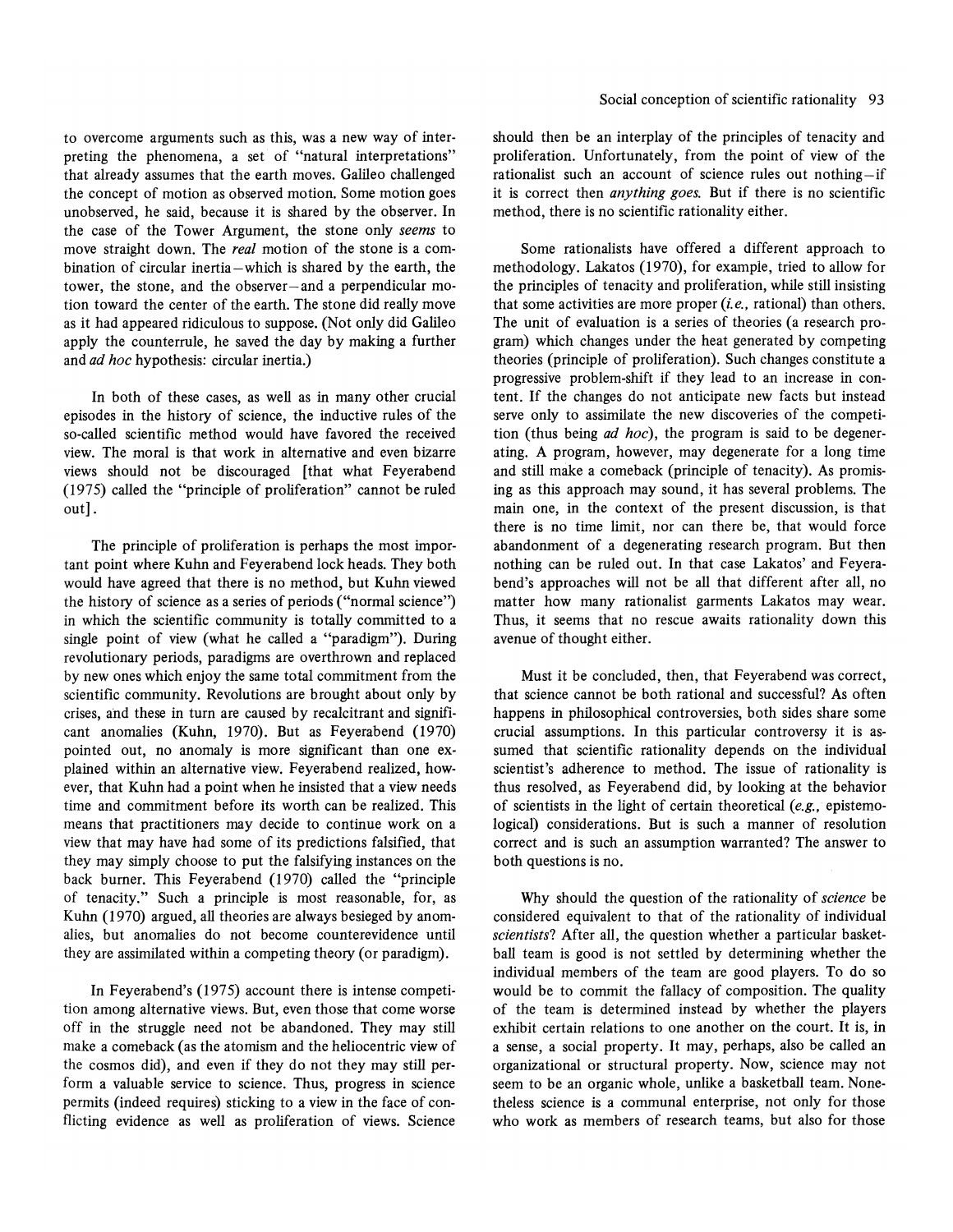to overcome arguments such as this, was a new way of interpreting the phenomena, a set of "natural interpretations" that already assumes that the earth moves. Galileo challenged the concept of motion as observed motion. Some motion goes unobserved, he said, because it is shared by the observer. In the case of the Tower Argument, the stone only *seems* to move straight down. The *real* motion of the stone is a combination of circular inertia—which is shared by the earth, the tower, the stone, and the observer—and a perpendicular motion toward the center of the earth. The stone did really move as it had appeared ridiculous to suppose. (Not only did Galileo apply the counterrule, he saved the day by making a further and *ad hoc* hypothesis: circular inertia.)

In both of these cases, as well as in many other crucial episodes in the history of science, the inductive rules of the so-called scientific method would have favored the received view. The moral is that work in alternative and even bizarre views should not be discouraged [that what Feyerabend (1975) called the "principle of proliferation" cannot be ruled out].

The principle of proliferation is perhaps the most important point where Kuhn and Feyerabend lock heads. They both would have agreed that there is no method, but Kuhn viewed the history of science as a series of periods ("normal science") in which the scientific community is totally committed to a single point of view (what he called a "paradigm"). During revolutionary periods, paradigms are overthrown and replaced by new ones which enjoy the same total commitment from the scientific community. Revolutions are brought about only by crises, and these in turn are caused by recalcitrant and significant anomalies (Kuhn, 1970). But as Feyerabend (1970) pointed out, no anomaly is more significant than one explained within an alternative view. Feyerabend realized, however, that Kuhn had a point when he insisted that a view needs time and commitment before its worth can be realized. This means that practitioners may decide to continue work on a view that may have had some of its predictions falsified, that they may simply choose to put the falsifying instances on the back burner. This Feyerabend (1970) called the "principle of tenacity." Such a principle is most reasonable, for, as Kuhn (1970) argued, all theories are always besieged by anomalies, but anomalies do not become counterevidence until they are assimilated within a competing theory (or paradigm).

In Feyerabend's (1975) account there is intense competition among alternative views. But, even those that come worse off in the struggle need not be abandoned. They may still make a comeback (as the atomism and the heliocentric view of the cosmos did), and even if they do not they may still perform a valuable service to science. Thus, progress in science permits (indeed requires) sticking to a view in the face of conflicting evidence as well as proliferation of views. Science should then be an interplay of the principles of tenacity and proliferation. Unfortunately, from the point of view of the rationalist such an account of science rules out nothing—if it is correct then *anything goes.* But if there is no scientific method, there is no scientific rationality either.

Some rationalists have offered a different approach to methodology. Lakatos (1970), for example, tried to allow for the principles of tenacity and proliferation, while still insisting that some activities are more proper (*i.e.,* rational) than others. The unit of evaluation is a series of theories (a research program) which changes under the heat generated by competing theories (principle of proliferation). Such changes constitute a progressive problem-shift if they lead to an increase in content. If the changes do not anticipate new facts but instead serve only to assimilate the new discoveries of the competition (thus being *ad hoc*), the program is said to be degenerating. A program, however, may degenerate for a long time and still make a comeback (principle of tenacity). As promising as this approach may sound, it has several problems. The main one, in the context of the present discussion, is that there is no time limit, nor can there be, that would force abandonment of a degenerating research program. But then nothing can be ruled out. In that case Lakatos' and Feyerabend's approaches will not be all that different after all, no matter how many rationalist garments Lakatos may wear. Thus, it seems that no rescue awaits rationality down this avenue of thought either.

Must it be concluded, then, that Feyerabend was correct, that science cannot be both rational and successful? As often happens in philosophical controversies, both sides share some crucial assumptions. In this particular controversy it is assumed that scientific rationality depends on the individual scientist's adherence to method. The issue of rationality is thus resolved, as Feyerabend did, by looking at the behavior of scientists in the light of certain theoretical (*e.g.,* epistemological) considerations. But is such a manner of resolution correct and is such an assumption warranted? The answer to both questions is no.

Why should the question of the rationality of *science* be considered equivalent to that of the rationality of individual *scientists*? After all, the question whether a particular basketball team is good is not settled by determining whether the individual members of the team are good players. To do so would be to commit the fallacy of composition. The quality of the team is determined instead by whether the players exhibit certain relations to one another on the court. It is, in a sense, a social property. It may, perhaps, also be called an organizational or structural property. Now, science may not seem to be an organic whole, unlike a basketball team. Nonetheless science is a communal enterprise, not only for those who work as members of research teams, but also for those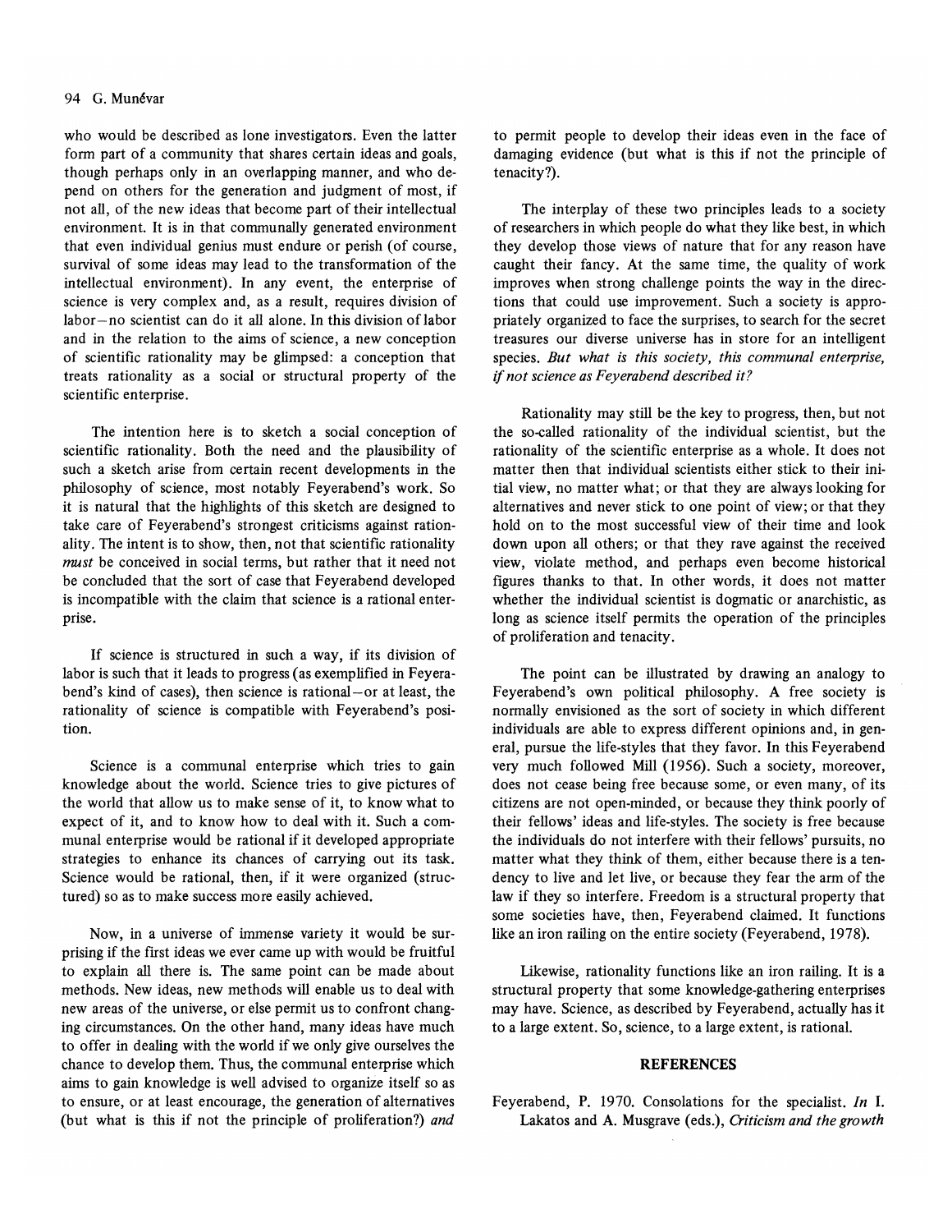who would be described as lone investigators. Even the latter form part of a community that shares certain ideas and goals, though perhaps only in an overlapping manner, and who depend on others for the generation and judgment of most, if not all, of the new ideas that become part of their intellectual environment. It is in that communally generated environment that even individual genius must endure or perish (of course, survival of some ideas may lead to the transformation of the intellectual environment). In any event, the enterprise of science is very complex and, as a result, requires division of labor—no scientist can do it all alone. In this division of labor and in the relation to the aims of science, a new conception of scientific rationality may be glimpsed: a conception that treats rationality as a social or structural property of the scientific enterprise.

The intention here is to sketch a social conception of scientific rationality. Both the need and the plausibility of such a sketch arise from certain recent developments in the philosophy of science, most notably Feyerabend's work. So it is natural that the highlights of this sketch are designed to take care of Feyerabend's strongest criticisms against rationality. The intent is to show, then, not that scientific rationality *must* be conceived in social terms, but rather that it need not be concluded that the sort of case that Feyerabend developed is incompatible with the claim that science is a rational enterprise.

If science is structured in such a way, if its division of labor is such that it leads to progress (as exemplified in Feyerabend's kind of cases), then science is rational—or at least, the rationality of science is compatible with Feyerabend's position.

Science is a communal enterprise which tries to gain knowledge about the world. Science tries to give pictures of the world that allow us to make sense of it, to know what to expect of it, and to know how to deal with it. Such a communal enterprise would be rational if it developed appropriate strategies to enhance its chances of carrying out its task. Science would be rational, then, if it were organized (structured) so as to make success more easily achieved.

Now, in a universe of immense variety it would be surprising if the first ideas we ever came up with would be fruitful to explain all there is. The same point can be made about methods. New ideas, new methods will enable us to deal with new areas of the universe, or else permit us to confront changing circumstances. On the other hand, many ideas have much to offer in dealing with the world if we only give ourselves the chance to develop them. Thus, the communal enterprise which aims to gain knowledge is well advised to organize itself so as to ensure, or at least encourage, the generation of alternatives (but what is this if not the principle of proliferation?) *and* to permit people to develop their ideas even in the face of damaging evidence (but what is this if not the principle of tenacity?).

The interplay of these two principles leads to a society of researchers in which people do what they like best, in which they develop those views of nature that for any reason have caught their fancy. At the same time, the quality of work improves when strong challenge points the way in the directions that could use improvement. Such a society is appropriately organized to face the surprises, to search for the secret treasures our diverse universe has in store for an intelligent species. *But what is this society, this communal enterprise, if not science as Feyerabend described it?*

Rationality may still be the key to progress, then, but not the so-called rationality of the individual scientist, but the rationality of the scientific enterprise as a whole. It does not matter then that individual scientists either stick to their initial view, no matter what; or that they are always looking for alternatives and never stick to one point of view; or that they hold on to the most successful view of their time and look down upon all others; or that they rave against the received view, violate method, and perhaps even become historical figures thanks to that. In other words, it does not matter whether the individual scientist is dogmatic or anarchistic, as long as science itself permits the operation of the principles of proliferation and tenacity.

The point can be illustrated by drawing an analogy to Feyerabend's own political philosophy. A free society is normally envisioned as the sort of society in which different individuals are able to express different opinions and, in general, pursue the life-styles that they favor. In this Feyerabend very much followed Mill (1956). Such a society, moreover, does not cease being free because some, or even many, of its citizens are not open-minded, or because they think poorly of their fellows' ideas and life-styles. The society is free because the individuals do not interfere with their fellows' pursuits, no matter what they think of them, either because there is a tendency to live and let live, or because they fear the arm of the law if they so interfere. Freedom is a structural property that some societies have, then, Feyerabend claimed. It functions like an iron railing on the entire society (Feyerabend, 1978).

Likewise, rationality functions like an iron railing. It is a structural property that some knowledge-gathering enterprises may have. Science, as described by Feyerabend, actually has it to a large extent. So, science, to a large extent, is rational.

## REFERENCES

Feyerabend, P. 1970. Consolations for the specialist. *In* I. Lakatos and A. Musgrave (eds.), *Criticism and the growth*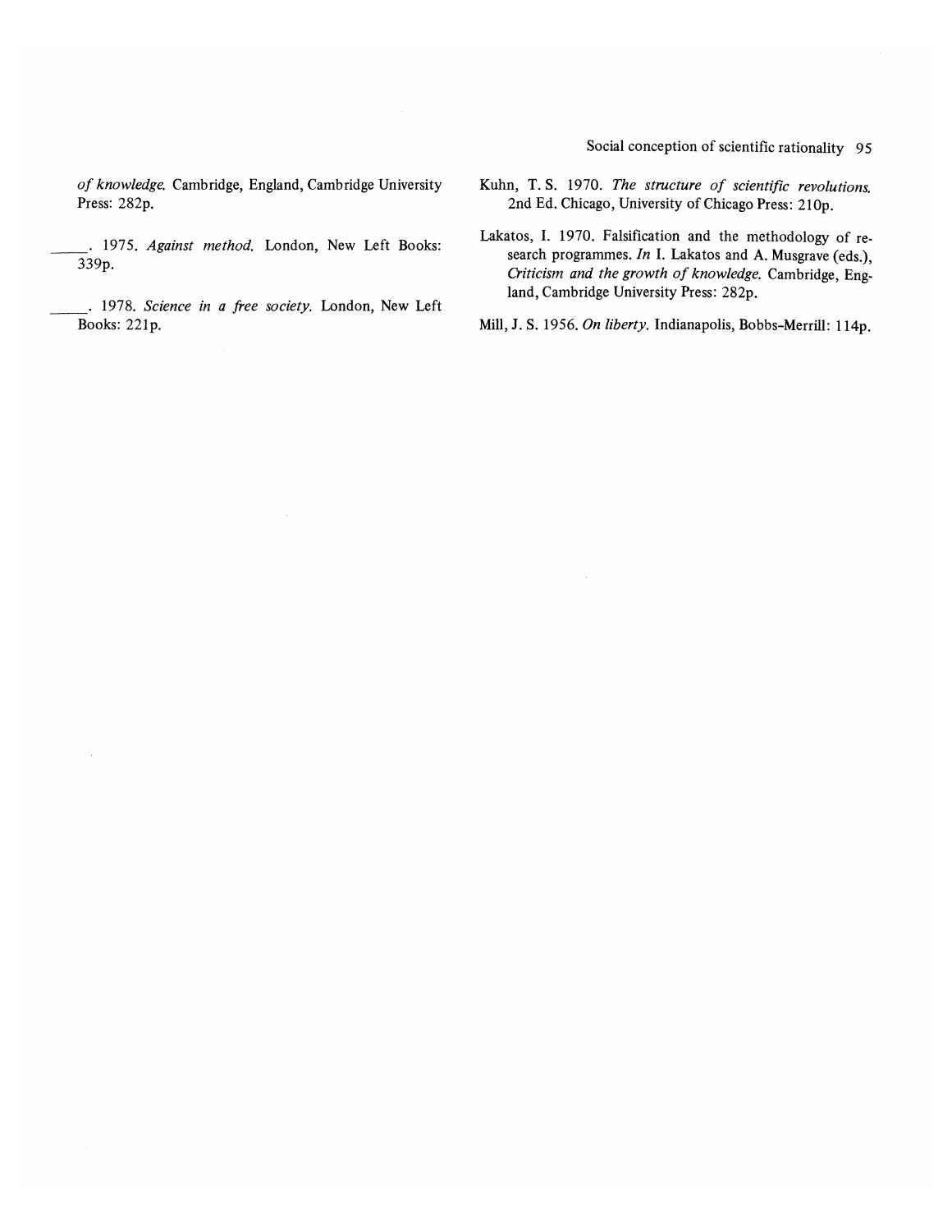*of knowledge.* Cambridge, England, Cambridge University Press: 282p.

_____. 1975. *Against method.* London, New Left Books: 339p.

_____. 1978. *Science in a free society.* London, New Left Books: 221p.

Kuhn, T. S. 1970. *The structure of scientific revolutions.* 2nd Ed. Chicago, University of Chicago Press: 210p.

Lakatos, I. 1970. Falsification and the methodology of research programmes. *In* I. Lakatos and A. Musgrave (eds.), *Criticism and the growth of knowledge.* Cambridge, England, Cambridge University Press: 282p.

Mill, J. S. 1956. *On liberty.* Indianapolis, Bobbs-Merrill: 114p.